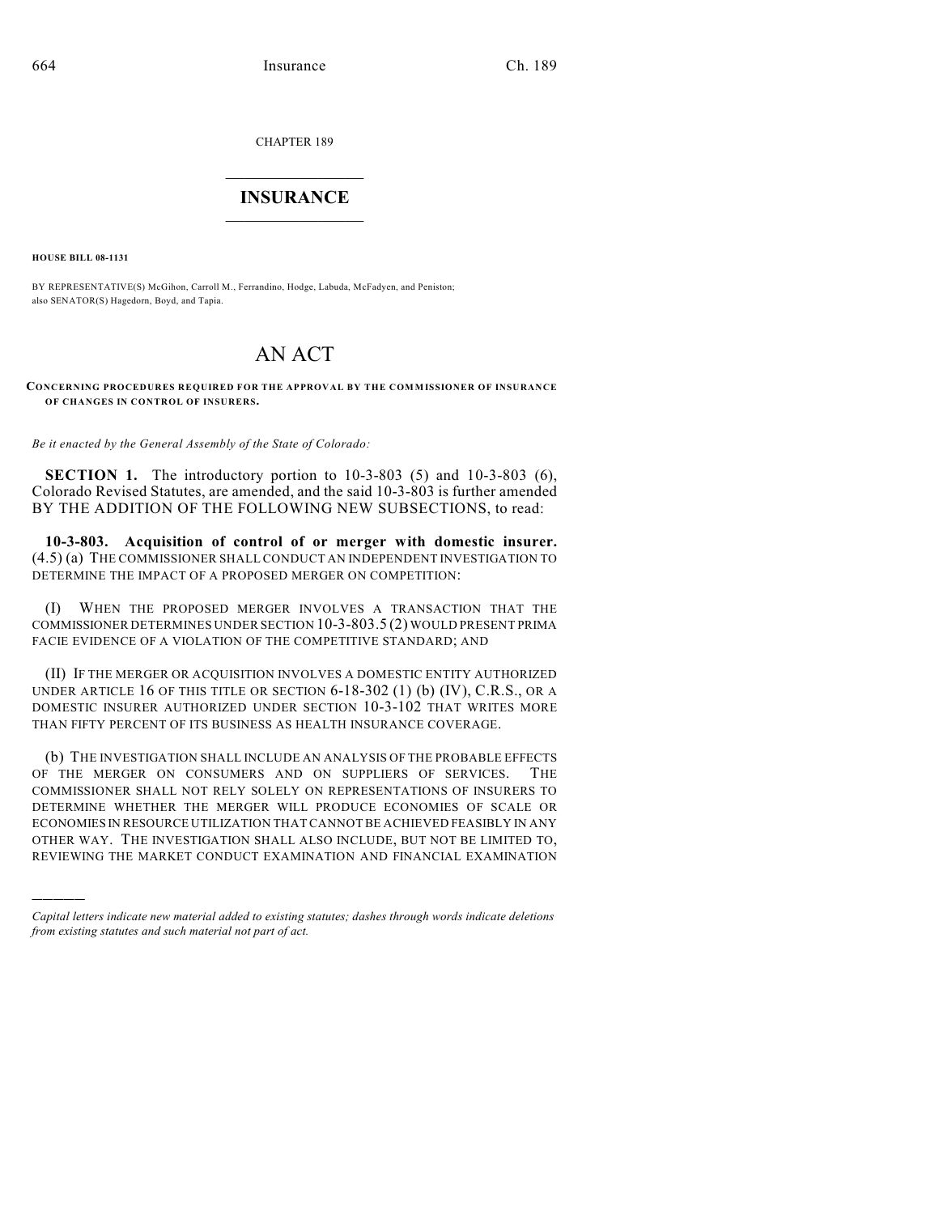CHAPTER 189

# INSURANCE

**HOUSE BILL 08-1131**

BY REPRESENTATIVE(S) McGihon, Carroll M., Ferrandino, Hodge, Labuda, McFadyen, and Peniston; also SENATOR(S) Hagedorn, Boyd, and Tapia.

# AN ACT

**CONCERNING PROCEDURES REQUIRED FOR THE APPROVAL BY THE COMMISSIONER OF INSURANCE OF CHANGES IN CONTROL OF INSURERS.**

*Be it enacted by the General Assembly of the State of Colorado:*

**SECTION 1.** The introductory portion to 10-3-803 (5) and 10-3-803 (6), Colorado Revised Statutes, are amended, and the said 10-3-803 is further amended BY THE ADDITION OF THE FOLLOWING NEW SUBSECTIONS, to read:

**10-3-803. Acquisition of control of or merger with domestic insurer.** (4.5) (a) THE COMMISSIONER SHALL CONDUCT AN INDEPENDENT INVESTIGATION TO DETERMINE THE IMPACT OF A PROPOSED MERGER ON COMPETITION:

(I) WHEN THE PROPOSED MERGER INVOLVES A TRANSACTION THAT THE COMMISSIONER DETERMINES UNDER SECTION 10-3-803.5 (2) WOULD PRESENT PRIMA FACIE EVIDENCE OF A VIOLATION OF THE COMPETITIVE STANDARD; AND

(II) IF THE MERGER OR ACQUISITION INVOLVES A DOMESTIC ENTITY AUTHORIZED UNDER ARTICLE 16 OF THIS TITLE OR SECTION 6-18-302 (1) (b) (IV), C.R.S., OR A DOMESTIC INSURER AUTHORIZED UNDER SECTION 10-3-102 THAT WRITES MORE THAN FIFTY PERCENT OF ITS BUSINESS AS HEALTH INSURANCE COVERAGE.

(b) THE INVESTIGATION SHALL INCLUDE AN ANALYSIS OF THE PROBABLE EFFECTS OF THE MERGER ON CONSUMERS AND ON SUPPLIERS OF SERVICES. THE COMMISSIONER SHALL NOT RELY SOLELY ON REPRESENTATIONS OF INSURERS TO DETERMINE WHETHER THE MERGER WILL PRODUCE ECONOMIES OF SCALE OR ECONOMIES IN RESOURCE UTILIZATION THAT CANNOT BE ACHIEVED FEASIBLY IN ANY OTHER WAY. THE INVESTIGATION SHALL ALSO INCLUDE, BUT NOT BE LIMITED TO, REVIEWING THE MARKET CONDUCT EXAMINATION AND FINANCIAL EXAMINATION

---

*Capital letters indicate new material added to existing statutes; dashes through words indicate deletions from existing statutes and such material not part of act.*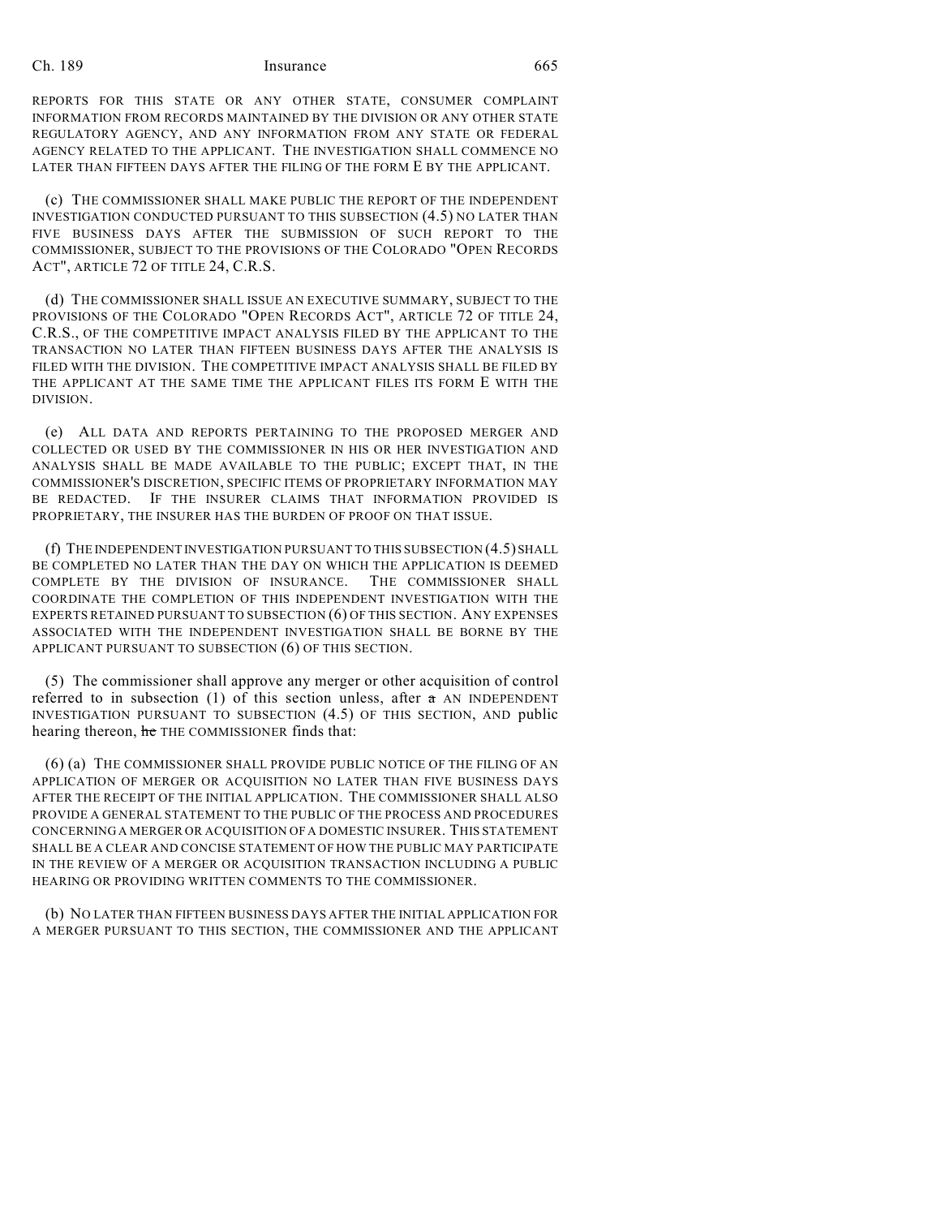REPORTS FOR THIS STATE OR ANY OTHER STATE, CONSUMER COMPLAINT INFORMATION FROM RECORDS MAINTAINED BY THE DIVISION OR ANY OTHER STATE REGULATORY AGENCY, AND ANY INFORMATION FROM ANY STATE OR FEDERAL AGENCY RELATED TO THE APPLICANT. THE INVESTIGATION SHALL COMMENCE NO LATER THAN FIFTEEN DAYS AFTER THE FILING OF THE FORM E BY THE APPLICANT.

(c) THE COMMISSIONER SHALL MAKE PUBLIC THE REPORT OF THE INDEPENDENT INVESTIGATION CONDUCTED PURSUANT TO THIS SUBSECTION (4.5) NO LATER THAN FIVE BUSINESS DAYS AFTER THE SUBMISSION OF SUCH REPORT TO THE COMMISSIONER, SUBJECT TO THE PROVISIONS OF THE COLORADO "OPEN RECORDS ACT", ARTICLE 72 OF TITLE 24, C.R.S.

(d) THE COMMISSIONER SHALL ISSUE AN EXECUTIVE SUMMARY, SUBJECT TO THE PROVISIONS OF THE COLORADO "OPEN RECORDS ACT", ARTICLE 72 OF TITLE 24, C.R.S., OF THE COMPETITIVE IMPACT ANALYSIS FILED BY THE APPLICANT TO THE TRANSACTION NO LATER THAN FIFTEEN BUSINESS DAYS AFTER THE ANALYSIS IS FILED WITH THE DIVISION. THE COMPETITIVE IMPACT ANALYSIS SHALL BE FILED BY THE APPLICANT AT THE SAME TIME THE APPLICANT FILES ITS FORM E WITH THE DIVISION.

(e) ALL DATA AND REPORTS PERTAINING TO THE PROPOSED MERGER AND COLLECTED OR USED BY THE COMMISSIONER IN HIS OR HER INVESTIGATION AND ANALYSIS SHALL BE MADE AVAILABLE TO THE PUBLIC; EXCEPT THAT, IN THE COMMISSIONER'S DISCRETION, SPECIFIC ITEMS OF PROPRIETARY INFORMATION MAY BE REDACTED. IF THE INSURER CLAIMS THAT INFORMATION PROVIDED IS PROPRIETARY, THE INSURER HAS THE BURDEN OF PROOF ON THAT ISSUE.

(f) THE INDEPENDENT INVESTIGATION PURSUANT TO THIS SUBSECTION (4.5) SHALL BE COMPLETED NO LATER THAN THE DAY ON WHICH THE APPLICATION IS DEEMED COMPLETE BY THE DIVISION OF INSURANCE. THE COMMISSIONER SHALL COORDINATE THE COMPLETION OF THIS INDEPENDENT INVESTIGATION WITH THE EXPERTS RETAINED PURSUANT TO SUBSECTION (6) OF THIS SECTION. ANY EXPENSES ASSOCIATED WITH THE INDEPENDENT INVESTIGATION SHALL BE BORNE BY THE APPLICANT PURSUANT TO SUBSECTION (6) OF THIS SECTION.

(5) The commissioner shall approve any merger or other acquisition of control referred to in subsection (1) of this section unless, after ~~a~~ AN INDEPENDENT INVESTIGATION PURSUANT TO SUBSECTION (4.5) OF THIS SECTION, AND public hearing thereon, ~~he~~ THE COMMISSIONER finds that:

(6) (a) THE COMMISSIONER SHALL PROVIDE PUBLIC NOTICE OF THE FILING OF AN APPLICATION OF MERGER OR ACQUISITION NO LATER THAN FIVE BUSINESS DAYS AFTER THE RECEIPT OF THE INITIAL APPLICATION. THE COMMISSIONER SHALL ALSO PROVIDE A GENERAL STATEMENT TO THE PUBLIC OF THE PROCESS AND PROCEDURES CONCERNING A MERGER OR ACQUISITION OF A DOMESTIC INSURER. THIS STATEMENT SHALL BE A CLEAR AND CONCISE STATEMENT OF HOW THE PUBLIC MAY PARTICIPATE IN THE REVIEW OF A MERGER OR ACQUISITION TRANSACTION INCLUDING A PUBLIC HEARING OR PROVIDING WRITTEN COMMENTS TO THE COMMISSIONER.

(b) NO LATER THAN FIFTEEN BUSINESS DAYS AFTER THE INITIAL APPLICATION FOR A MERGER PURSUANT TO THIS SECTION, THE COMMISSIONER AND THE APPLICANT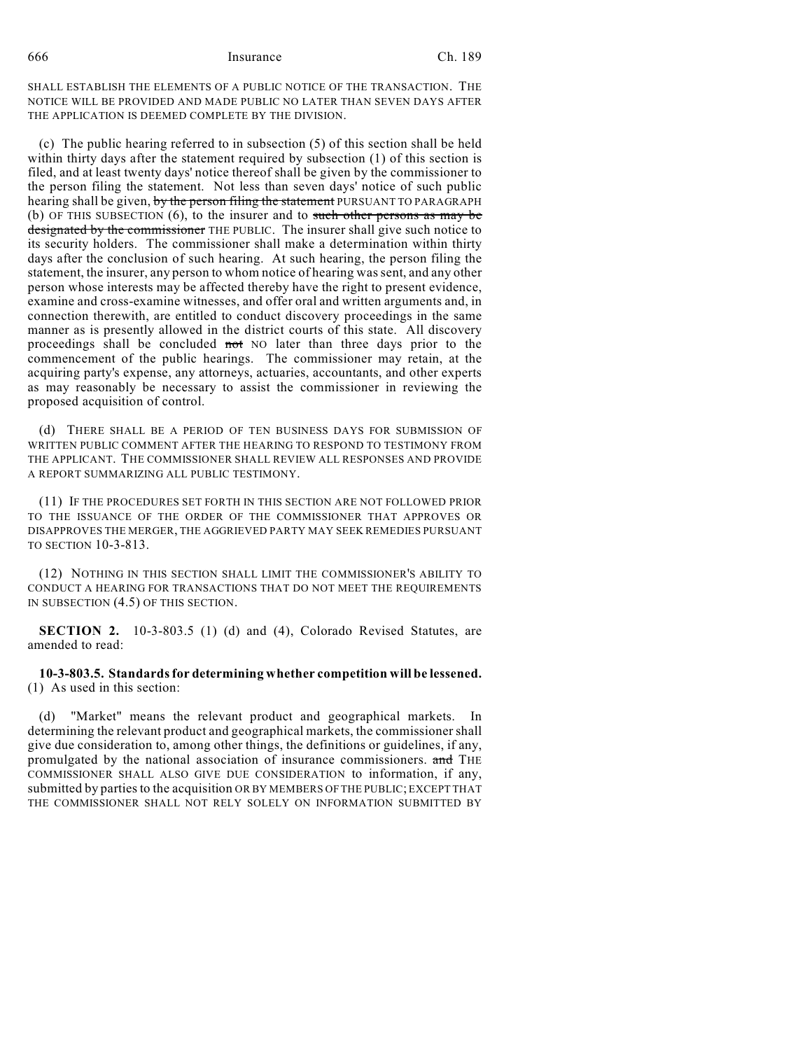SHALL ESTABLISH THE ELEMENTS OF A PUBLIC NOTICE OF THE TRANSACTION. THE NOTICE WILL BE PROVIDED AND MADE PUBLIC NO LATER THAN SEVEN DAYS AFTER THE APPLICATION IS DEEMED COMPLETE BY THE DIVISION.

(c) The public hearing referred to in subsection (5) of this section shall be held within thirty days after the statement required by subsection (1) of this section is filed, and at least twenty days' notice thereof shall be given by the commissioner to the person filing the statement. Not less than seven days' notice of such public hearing shall be given, ~~by the person filing the statement~~ PURSUANT TO PARAGRAPH (b) OF THIS SUBSECTION (6), to the insurer and to ~~such other persons as may be designated by the commissioner~~ THE PUBLIC. The insurer shall give such notice to its security holders. The commissioner shall make a determination within thirty days after the conclusion of such hearing. At such hearing, the person filing the statement, the insurer, any person to whom notice of hearing was sent, and any other person whose interests may be affected thereby have the right to present evidence, examine and cross-examine witnesses, and offer oral and written arguments and, in connection therewith, are entitled to conduct discovery proceedings in the same manner as is presently allowed in the district courts of this state. All discovery proceedings shall be concluded ~~not~~ NO later than three days prior to the commencement of the public hearings. The commissioner may retain, at the acquiring party's expense, any attorneys, actuaries, accountants, and other experts as may reasonably be necessary to assist the commissioner in reviewing the proposed acquisition of control.

(d) THERE SHALL BE A PERIOD OF TEN BUSINESS DAYS FOR SUBMISSION OF WRITTEN PUBLIC COMMENT AFTER THE HEARING TO RESPOND TO TESTIMONY FROM THE APPLICANT. THE COMMISSIONER SHALL REVIEW ALL RESPONSES AND PROVIDE A REPORT SUMMARIZING ALL PUBLIC TESTIMONY.

(11) IF THE PROCEDURES SET FORTH IN THIS SECTION ARE NOT FOLLOWED PRIOR TO THE ISSUANCE OF THE ORDER OF THE COMMISSIONER THAT APPROVES OR DISAPPROVES THE MERGER, THE AGGRIEVED PARTY MAY SEEK REMEDIES PURSUANT TO SECTION 10-3-813.

(12) NOTHING IN THIS SECTION SHALL LIMIT THE COMMISSIONER'S ABILITY TO CONDUCT A HEARING FOR TRANSACTIONS THAT DO NOT MEET THE REQUIREMENTS IN SUBSECTION (4.5) OF THIS SECTION.

**SECTION 2.** 10-3-803.5 (1) (d) and (4), Colorado Revised Statutes, are amended to read:

**10-3-803.5. Standards for determining whether competition will be lessened.** (1) As used in this section:

(d) "Market" means the relevant product and geographical markets. In determining the relevant product and geographical markets, the commissioner shall give due consideration to, among other things, the definitions or guidelines, if any, promulgated by the national association of insurance commissioners. ~~and~~ THE COMMISSIONER SHALL ALSO GIVE DUE CONSIDERATION to information, if any, submitted by parties to the acquisition OR BY MEMBERS OF THE PUBLIC; EXCEPT THAT THE COMMISSIONER SHALL NOT RELY SOLELY ON INFORMATION SUBMITTED BY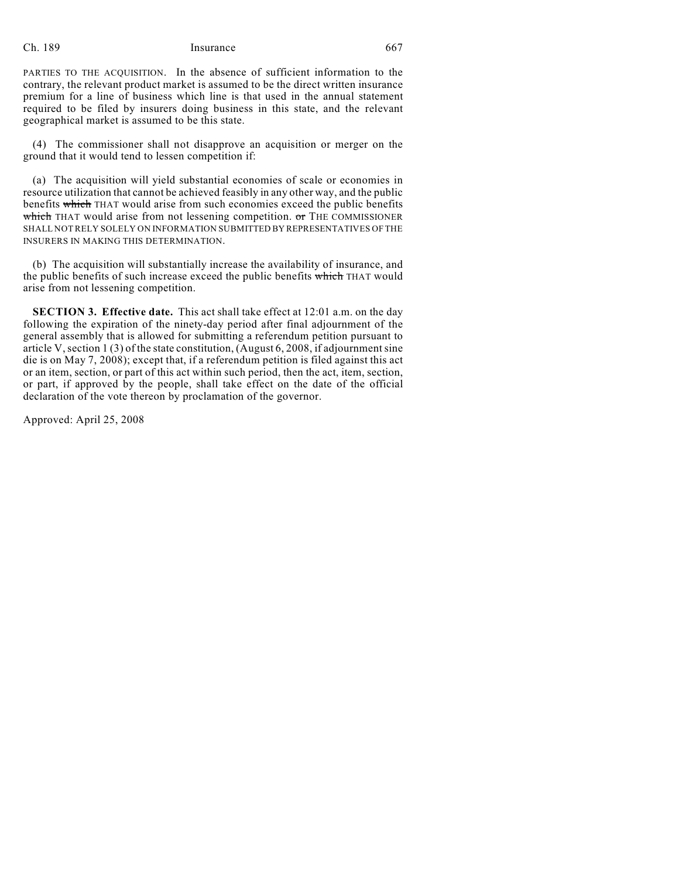PARTIES TO THE ACQUISITION. In the absence of sufficient information to the contrary, the relevant product market is assumed to be the direct written insurance premium for a line of business which line is that used in the annual statement required to be filed by insurers doing business in this state, and the relevant geographical market is assumed to be this state.

(4) The commissioner shall not disapprove an acquisition or merger on the ground that it would tend to lessen competition if:

(a) The acquisition will yield substantial economies of scale or economies in resource utilization that cannot be achieved feasibly in any other way, and the public benefits ~~which~~ THAT would arise from such economies exceed the public benefits ~~which~~ THAT would arise from not lessening competition. ~~or~~ THE COMMISSIONER SHALL NOT RELY SOLELY ON INFORMATION SUBMITTED BY REPRESENTATIVES OF THE INSURERS IN MAKING THIS DETERMINATION.

(b) The acquisition will substantially increase the availability of insurance, and the public benefits of such increase exceed the public benefits ~~which~~ THAT would arise from not lessening competition.

**SECTION 3. Effective date.** This act shall take effect at 12:01 a.m. on the day following the expiration of the ninety-day period after final adjournment of the general assembly that is allowed for submitting a referendum petition pursuant to article V, section 1 (3) of the state constitution, (August 6, 2008, if adjournment sine die is on May 7, 2008); except that, if a referendum petition is filed against this act or an item, section, or part of this act within such period, then the act, item, section, or part, if approved by the people, shall take effect on the date of the official declaration of the vote thereon by proclamation of the governor.

Approved: April 25, 2008